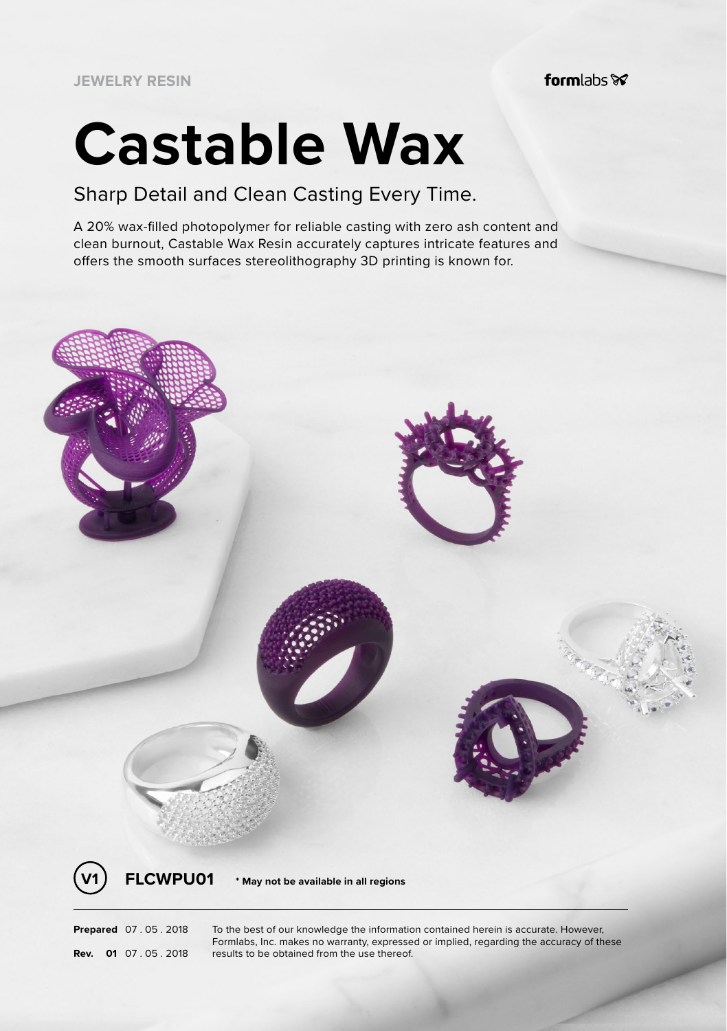JEWELRY RESIN

formlabs

# Castable Wax

## Sharp Detail and Clean Casting Every Time.

A 20% wax-filled photopolymer for reliable casting with zero ash content and clean burnout, Castable Wax Resin accurately captures intricate features and offers the smooth surfaces stereolithography 3D printing is known for.

**V1** **FLCWPU01** **\* May not be available in all regions**

**Prepared** 07 . 05 . 2018

**Rev. 01** 07 . 05 . 2018

To the best of our knowledge the information contained herein is accurate. However, Formlabs, Inc. makes no warranty, expressed or implied, regarding the accuracy of these results to be obtained from the use thereof.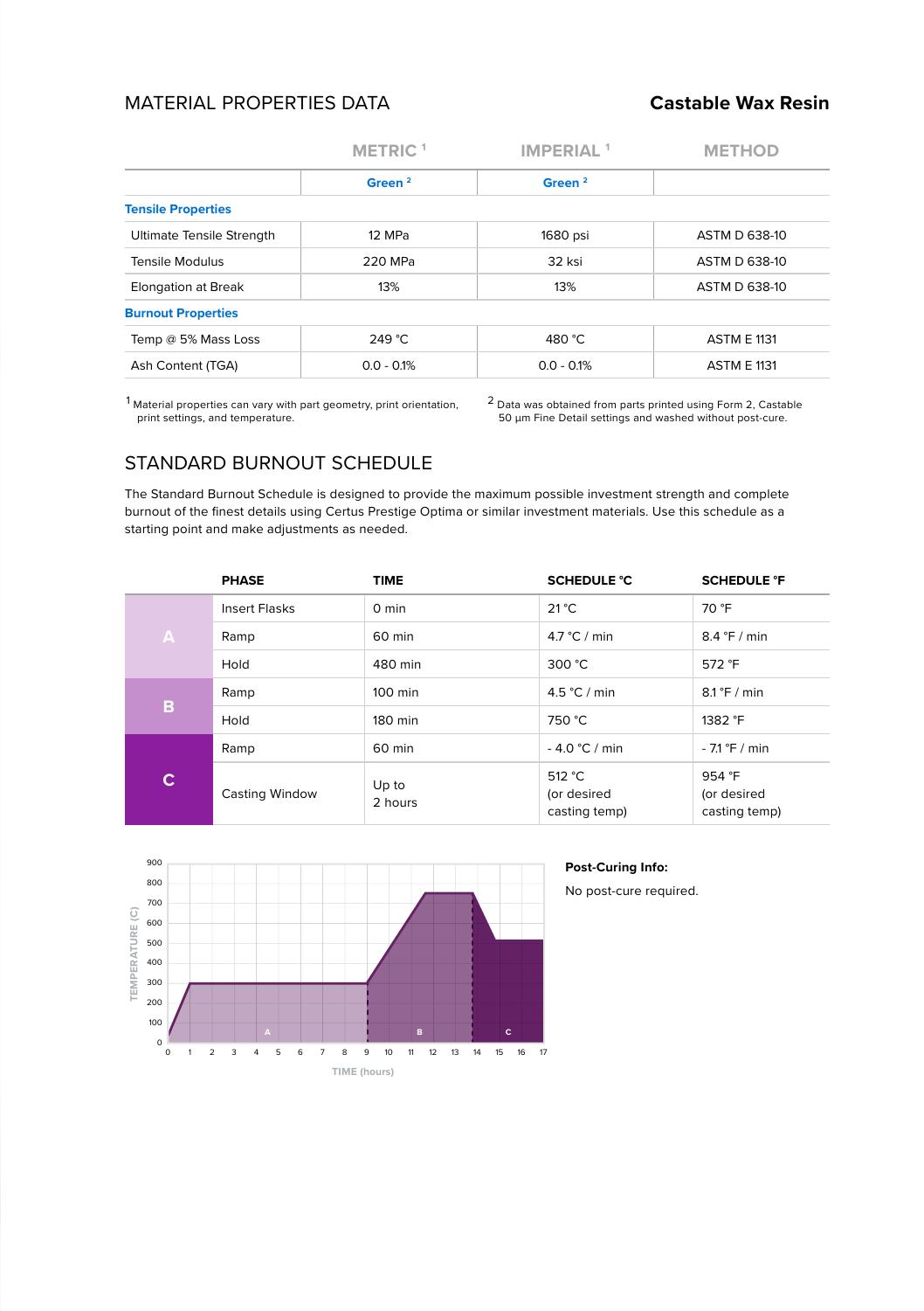## MATERIAL PROPERTIES DATA

**Castable Wax Resin**

| | METRIC [1] | IMPERIAL [1] | METHOD |
|---|---|---|---|
| | **Green [2]** | **Green [2]** | |
| **Tensile Properties** | | | |
| Ultimate Tensile Strength | 12 MPa | 1680 psi | ASTM D 638-10 |
| Tensile Modulus | 220 MPa | 32 ksi | ASTM D 638-10 |
| Elongation at Break | 13% | 13% | ASTM D 638-10 |
| **Burnout Properties** | | | |
| Temp @ 5% Mass Loss | 249 °C | 480 °C | ASTM E 1131 |
| Ash Content (TGA) | 0.0 - 0.1% | 0.0 - 0.1% | ASTM E 1131 |

[1] Material properties can vary with part geometry, print orientation, print settings, and temperature.

[2] Data was obtained from parts printed using Form 2, Castable 50 µm Fine Detail settings and washed without post-cure.

## STANDARD BURNOUT SCHEDULE

The Standard Burnout Schedule is designed to provide the maximum possible investment strength and complete burnout of the finest details using Certus Prestige Optima or similar investment materials. Use this schedule as a starting point and make adjustments as needed.

| | PHASE | TIME | SCHEDULE °C | SCHEDULE °F |
|---|---|---|---|---|
| A | Insert Flasks | 0 min | 21 °C | 70 °F |
| | Ramp | 60 min | 4.7 °C / min | 8.4 °F / min |
| | Hold | 480 min | 300 °C | 572 °F |
| B | Ramp | 100 min | 4.5 °C / min | 8.1 °F / min |
| | Hold | 180 min | 750 °C | 1382 °F |
| C | Ramp | 60 min | - 4.0 °C / min | - 7.1 °F / min |
| | Casting Window | Up to 2 hours | 512 °C (or desired casting temp) | 954 °F (or desired casting temp) |

TEMPERATURE (C)
900
800
700
600
500
400
300
200
100
0
A
B
C
0 1 2 3 4 5 6 7 8 9 10 11 12 13 14 15 16 17
TIME (hours)

**Post-Curing Info:**

No post-cure required.